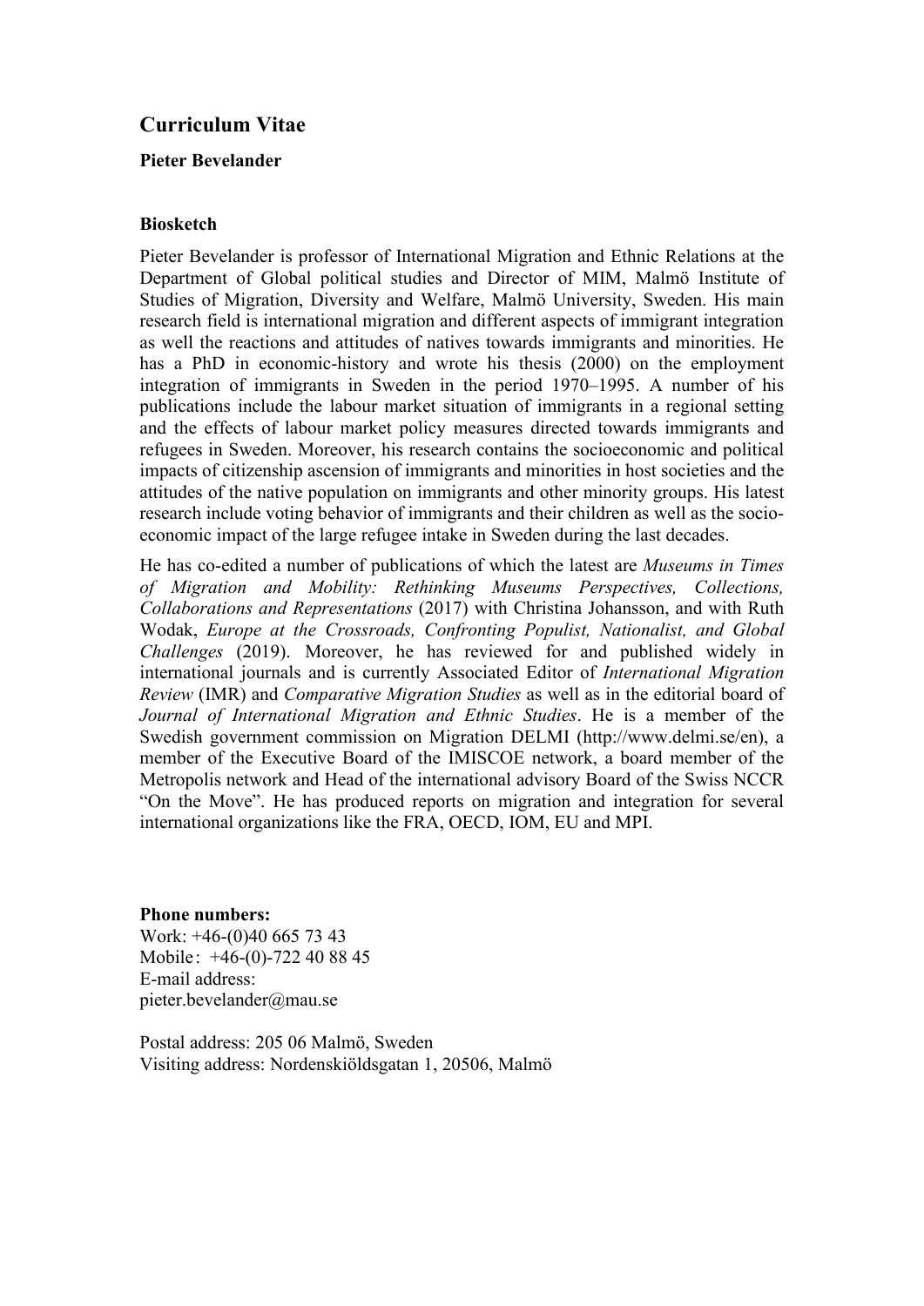## Curriculum Vitae

**Pieter Bevelander**

**Biosketch**

Pieter Bevelander is professor of International Migration and Ethnic Relations at the Department of Global political studies and Director of MIM, Malmö Institute of Studies of Migration, Diversity and Welfare, Malmö University, Sweden. His main research field is international migration and different aspects of immigrant integration as well the reactions and attitudes of natives towards immigrants and minorities. He has a PhD in economic-history and wrote his thesis (2000) on the employment integration of immigrants in Sweden in the period 1970–1995. A number of his publications include the labour market situation of immigrants in a regional setting and the effects of labour market policy measures directed towards immigrants and refugees in Sweden. Moreover, his research contains the socioeconomic and political impacts of citizenship ascension of immigrants and minorities in host societies and the attitudes of the native population on immigrants and other minority groups. His latest research include voting behavior of immigrants and their children as well as the socio-economic impact of the large refugee intake in Sweden during the last decades.

He has co-edited a number of publications of which the latest are *Museums in Times of Migration and Mobility: Rethinking Museums Perspectives, Collections, Collaborations and Representations* (2017) with Christina Johansson, and with Ruth Wodak, *Europe at the Crossroads, Confronting Populist, Nationalist, and Global Challenges* (2019). Moreover, he has reviewed for and published widely in international journals and is currently Associated Editor of *International Migration Review* (IMR) and *Comparative Migration Studies* as well as in the editorial board of *Journal of International Migration and Ethnic Studies*. He is a member of the Swedish government commission on Migration DELMI (http://www.delmi.se/en), a member of the Executive Board of the IMISCOE network, a board member of the Metropolis network and Head of the international advisory Board of the Swiss NCCR "On the Move". He has produced reports on migration and integration for several international organizations like the FRA, OECD, IOM, EU and MPI.

**Phone numbers:**
Work: +46-(0)40 665 73 43
Mobile: +46-(0)-722 40 88 45
E-mail address:
pieter.bevelander@mau.se

Postal address: 205 06 Malmö, Sweden
Visiting address: Nordenskiöldsgatan 1, 20506, Malmö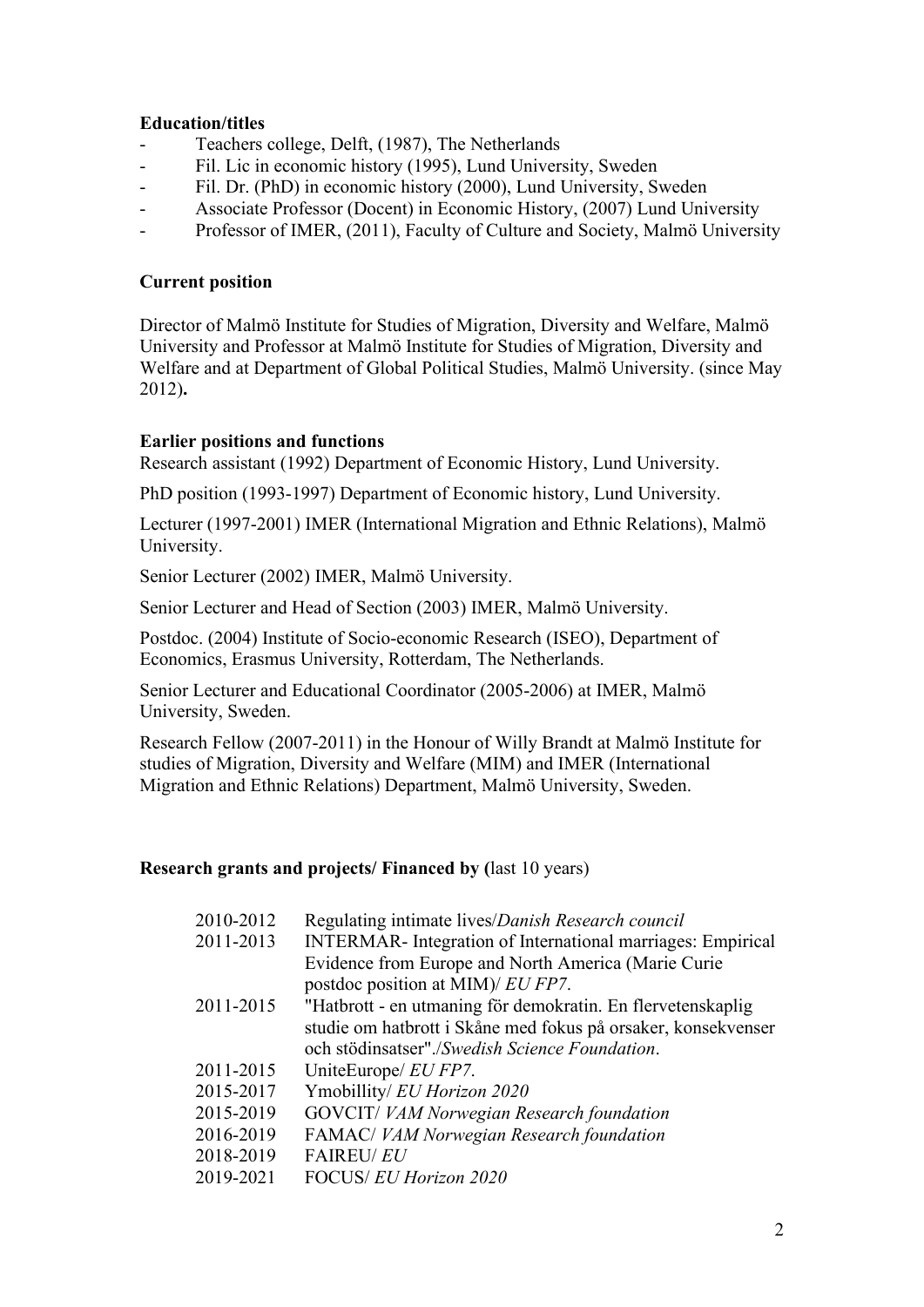**Education/titles**

- Teachers college, Delft, (1987), The Netherlands
- Fil. Lic in economic history (1995), Lund University, Sweden
- Fil. Dr. (PhD) in economic history (2000), Lund University, Sweden
- Associate Professor (Docent) in Economic History, (2007) Lund University
- Professor of IMER, (2011), Faculty of Culture and Society, Malmö University

**Current position**

Director of Malmö Institute for Studies of Migration, Diversity and Welfare, Malmö University and Professor at Malmö Institute for Studies of Migration, Diversity and Welfare and at Department of Global Political Studies, Malmö University. (since May 2012)**.**

**Earlier positions and functions**

Research assistant (1992) Department of Economic History, Lund University.

PhD position (1993-1997) Department of Economic history, Lund University.

Lecturer (1997-2001) IMER (International Migration and Ethnic Relations), Malmö University.

Senior Lecturer (2002) IMER, Malmö University.

Senior Lecturer and Head of Section (2003) IMER, Malmö University.

Postdoc. (2004) Institute of Socio-economic Research (ISEO), Department of Economics, Erasmus University, Rotterdam, The Netherlands.

Senior Lecturer and Educational Coordinator (2005-2006) at IMER, Malmö University, Sweden.

Research Fellow (2007-2011) in the Honour of Willy Brandt at Malmö Institute for studies of Migration, Diversity and Welfare (MIM) and IMER (International Migration and Ethnic Relations) Department, Malmö University, Sweden.

**Research grants and projects/ Financed by (**last 10 years)

| | |
|---|---|
| 2010-2012 | Regulating intimate lives/*Danish Research council* |
| 2011-2013 | INTERMAR- Integration of International marriages: Empirical Evidence from Europe and North America (Marie Curie postdoc position at MIM)/ *EU FP7*. |
| 2011-2015 | "Hatbrott - en utmaning för demokratin. En flervetenskaplig studie om hatbrott i Skåne med fokus på orsaker, konsekvenser och stödinsatser"./*Swedish Science Foundation*. |
| 2011-2015 | UniteEurope/ *EU FP7*. |
| 2015-2017 | Ymobillity/ *EU Horizon 2020* |
| 2015-2019 | GOVCIT/ *VAM Norwegian Research foundation* |
| 2016-2019 | FAMAC/ *VAM Norwegian Research foundation* |
| 2018-2019 | FAIREU/ *EU* |
| 2019-2021 | FOCUS/ *EU Horizon 2020* |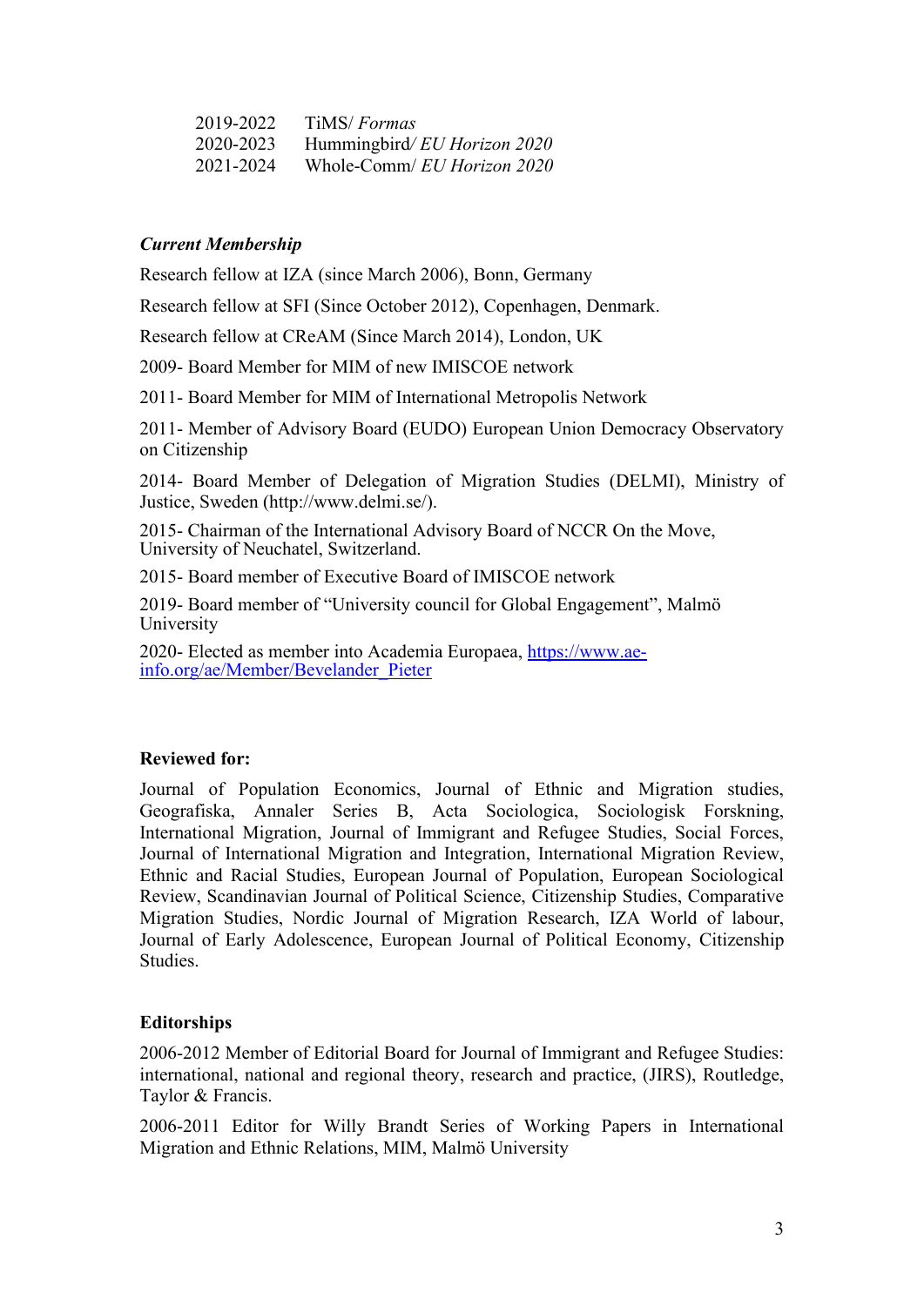| | |
|---|---|
| 2019-2022 | TiMS/ *Formas* |
| 2020-2023 | Hummingbird*/ EU Horizon 2020* |
| 2021-2024 | Whole-Comm/ *EU Horizon 2020* |

***Current Membership***

Research fellow at IZA (since March 2006), Bonn, Germany

Research fellow at SFI (Since October 2012), Copenhagen, Denmark.

Research fellow at CReAM (Since March 2014), London, UK

2009- Board Member for MIM of new IMISCOE network

2011- Board Member for MIM of International Metropolis Network

2011- Member of Advisory Board (EUDO) European Union Democracy Observatory on Citizenship

2014- Board Member of Delegation of Migration Studies (DELMI), Ministry of Justice, Sweden (http://www.delmi.se/).

2015- Chairman of the International Advisory Board of NCCR On the Move, University of Neuchatel, Switzerland.

2015- Board member of Executive Board of IMISCOE network

2019- Board member of "University council for Global Engagement", Malmö University

2020- Elected as member into Academia Europaea, [https://www.ae-info.org/ae/Member/Bevelander_Pieter](https://www.ae-info.org/ae/Member/Bevelander_Pieter)

**Reviewed for:**

Journal of Population Economics, Journal of Ethnic and Migration studies, Geografiska, Annaler Series B, Acta Sociologica, Sociologisk Forskning, International Migration, Journal of Immigrant and Refugee Studies, Social Forces, Journal of International Migration and Integration, International Migration Review, Ethnic and Racial Studies, European Journal of Population, European Sociological Review, Scandinavian Journal of Political Science, Citizenship Studies, Comparative Migration Studies, Nordic Journal of Migration Research, IZA World of labour, Journal of Early Adolescence, European Journal of Political Economy, Citizenship Studies.

**Editorships**

2006-2012 Member of Editorial Board for Journal of Immigrant and Refugee Studies: international, national and regional theory, research and practice, (JIRS), Routledge, Taylor & Francis.

2006-2011 Editor for Willy Brandt Series of Working Papers in International Migration and Ethnic Relations, MIM, Malmö University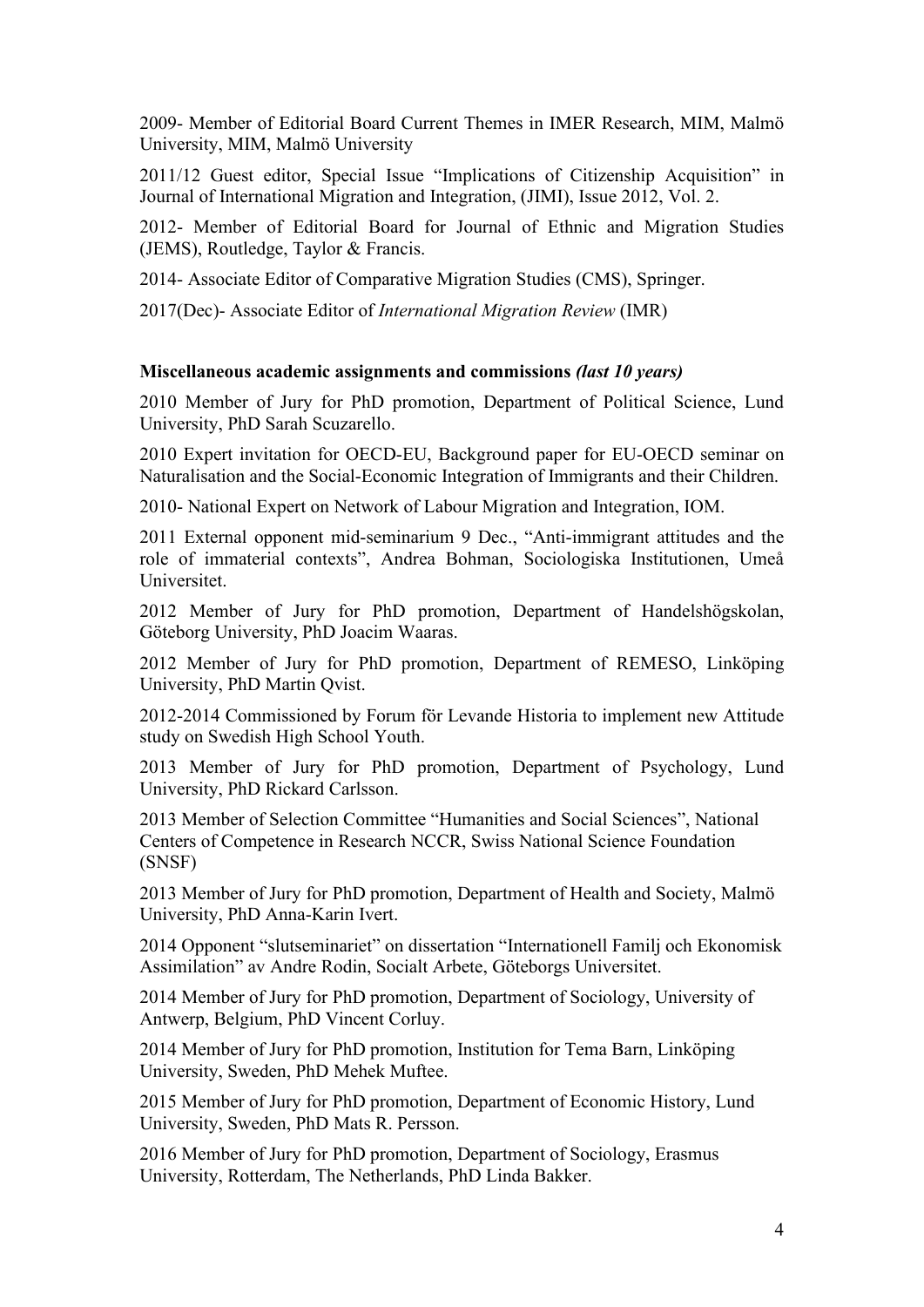2009- Member of Editorial Board Current Themes in IMER Research, MIM, Malmö University, MIM, Malmö University

2011/12 Guest editor, Special Issue "Implications of Citizenship Acquisition" in Journal of International Migration and Integration, (JIMI), Issue 2012, Vol. 2.

2012- Member of Editorial Board for Journal of Ethnic and Migration Studies (JEMS), Routledge, Taylor & Francis.

2014- Associate Editor of Comparative Migration Studies (CMS), Springer.

2017(Dec)- Associate Editor of *International Migration Review* (IMR)

**Miscellaneous academic assignments and commissions** ***(last 10 years)***

2010 Member of Jury for PhD promotion, Department of Political Science, Lund University, PhD Sarah Scuzarello.

2010 Expert invitation for OECD-EU, Background paper for EU-OECD seminar on Naturalisation and the Social-Economic Integration of Immigrants and their Children.

2010- National Expert on Network of Labour Migration and Integration, IOM.

2011 External opponent mid-seminarium 9 Dec., "Anti-immigrant attitudes and the role of immaterial contexts", Andrea Bohman, Sociologiska Institutionen, Umeå Universitet.

2012 Member of Jury for PhD promotion, Department of Handelshögskolan, Göteborg University, PhD Joacim Waaras.

2012 Member of Jury for PhD promotion, Department of REMESO, Linköping University, PhD Martin Qvist.

2012-2014 Commissioned by Forum för Levande Historia to implement new Attitude study on Swedish High School Youth.

2013 Member of Jury for PhD promotion, Department of Psychology, Lund University, PhD Rickard Carlsson.

2013 Member of Selection Committee "Humanities and Social Sciences", National Centers of Competence in Research NCCR, Swiss National Science Foundation (SNSF)

2013 Member of Jury for PhD promotion, Department of Health and Society, Malmö University, PhD Anna-Karin Ivert.

2014 Opponent "slutseminariet" on dissertation "Internationell Familj och Ekonomisk Assimilation" av Andre Rodin, Socialt Arbete, Göteborgs Universitet.

2014 Member of Jury for PhD promotion, Department of Sociology, University of Antwerp, Belgium, PhD Vincent Corluy.

2014 Member of Jury for PhD promotion, Institution for Tema Barn, Linköping University, Sweden, PhD Mehek Muftee.

2015 Member of Jury for PhD promotion, Department of Economic History, Lund University, Sweden, PhD Mats R. Persson.

2016 Member of Jury for PhD promotion, Department of Sociology, Erasmus University, Rotterdam, The Netherlands, PhD Linda Bakker.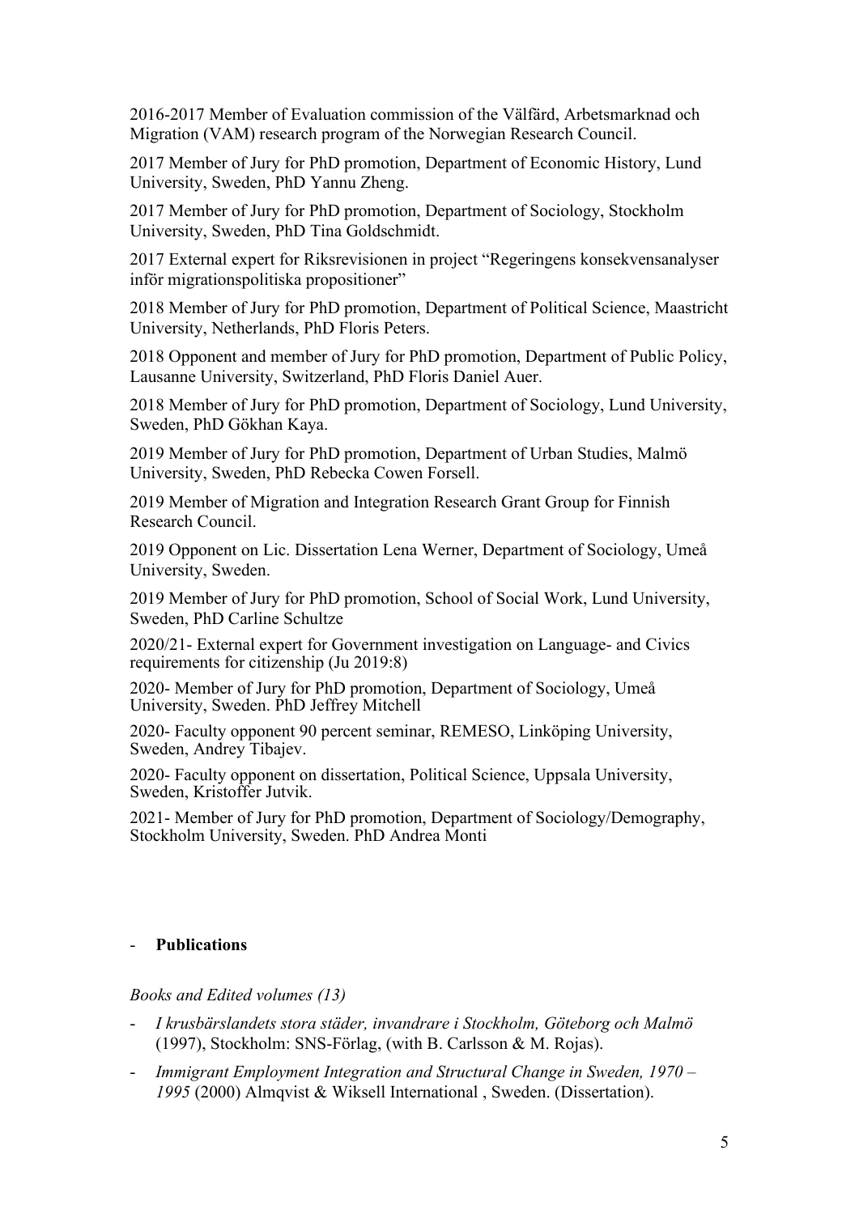2016-2017 Member of Evaluation commission of the Välfärd, Arbetsmarknad och Migration (VAM) research program of the Norwegian Research Council.

2017 Member of Jury for PhD promotion, Department of Economic History, Lund University, Sweden, PhD Yannu Zheng.

2017 Member of Jury for PhD promotion, Department of Sociology, Stockholm University, Sweden, PhD Tina Goldschmidt.

2017 External expert for Riksrevisionen in project "Regeringens konsekvensanalyser inför migrationspolitiska propositioner"

2018 Member of Jury for PhD promotion, Department of Political Science, Maastricht University, Netherlands, PhD Floris Peters.

2018 Opponent and member of Jury for PhD promotion, Department of Public Policy, Lausanne University, Switzerland, PhD Floris Daniel Auer.

2018 Member of Jury for PhD promotion, Department of Sociology, Lund University, Sweden, PhD Gökhan Kaya.

2019 Member of Jury for PhD promotion, Department of Urban Studies, Malmö University, Sweden, PhD Rebecka Cowen Forsell.

2019 Member of Migration and Integration Research Grant Group for Finnish Research Council.

2019 Opponent on Lic. Dissertation Lena Werner, Department of Sociology, Umeå University, Sweden.

2019 Member of Jury for PhD promotion, School of Social Work, Lund University, Sweden, PhD Carline Schultze

2020/21- External expert for Government investigation on Language- and Civics requirements for citizenship (Ju 2019:8)

2020- Member of Jury for PhD promotion, Department of Sociology, Umeå University, Sweden. PhD Jeffrey Mitchell

2020- Faculty opponent 90 percent seminar, REMESO, Linköping University, Sweden, Andrey Tibajev.

2020- Faculty opponent on dissertation, Political Science, Uppsala University, Sweden, Kristoffer Jutvik.

2021- Member of Jury for PhD promotion, Department of Sociology/Demography, Stockholm University, Sweden. PhD Andrea Monti

- **Publications**

*Books and Edited volumes (13)*

- *I krusbärslandets stora städer, invandrare i Stockholm, Göteborg och Malmö* (1997), Stockholm: SNS-Förlag, (with B. Carlsson & M. Rojas).
- *Immigrant Employment Integration and Structural Change in Sweden, 1970 – 1995* (2000) Almqvist & Wiksell International , Sweden. (Dissertation).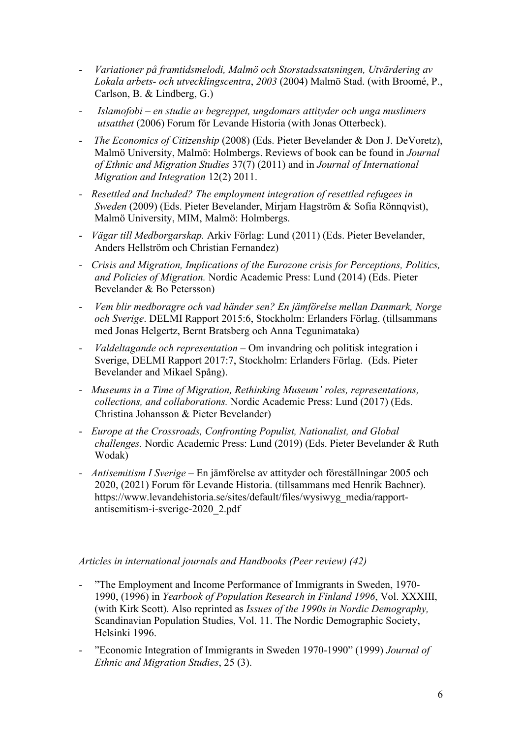- *Variationer på framtidsmelodi, Malmö och Storstadssatsningen, Utvärdering av Lokala arbets- och utvecklingscentra*, *2003* (2004) Malmö Stad. (with Broomé, P., Carlson, B. & Lindberg, G.)
- *Islamofobi – en studie av begreppet, ungdomars attityder och unga muslimers utsatthet* (2006) Forum för Levande Historia (with Jonas Otterbeck).
- *The Economics of Citizenship* (2008) (Eds. Pieter Bevelander & Don J. DeVoretz), Malmö University, Malmö: Holmbergs. Reviews of book can be found in *Journal of Ethnic and Migration Studies* 37(7) (2011) and in *Journal of International Migration and Integration* 12(2) 2011.
- *Resettled and Included? The employment integration of resettled refugees in Sweden* (2009) (Eds. Pieter Bevelander, Mirjam Hagström & Sofia Rönnqvist), Malmö University, MIM, Malmö: Holmbergs.
- *Vägar till Medborgarskap.* Arkiv Förlag: Lund (2011) (Eds. Pieter Bevelander, Anders Hellström och Christian Fernandez)
- *Crisis and Migration, Implications of the Eurozone crisis for Perceptions, Politics, and Policies of Migration.* Nordic Academic Press: Lund (2014) (Eds. Pieter Bevelander & Bo Petersson)
- *Vem blir medboragre och vad händer sen? En jämförelse mellan Danmark, Norge och Sverige*. DELMI Rapport 2015:6, Stockholm: Erlanders Förlag. (tillsammans med Jonas Helgertz, Bernt Bratsberg och Anna Tegunimataka)
- *Valdeltagande och representation* – Om invandring och politisk integration i Sverige, DELMI Rapport 2017:7, Stockholm: Erlanders Förlag. (Eds. Pieter Bevelander and Mikael Spång).
- *Museums in a Time of Migration, Rethinking Museum' roles, representations, collections, and collaborations.* Nordic Academic Press: Lund (2017) (Eds. Christina Johansson & Pieter Bevelander)
- *Europe at the Crossroads, Confronting Populist, Nationalist, and Global challenges.* Nordic Academic Press: Lund (2019) (Eds. Pieter Bevelander & Ruth Wodak)
- *Antisemitism I Sverige* – En jämförelse av attityder och föreställningar 2005 och 2020, (2021) Forum för Levande Historia. (tillsammans med Henrik Bachner). https://www.levandehistoria.se/sites/default/files/wysiwyg_media/rapport-antisemitism-i-sverige-2020_2.pdf

*Articles in international journals and Handbooks (Peer review) (42)*

- "The Employment and Income Performance of Immigrants in Sweden, 1970-1990, (1996) in *Yearbook of Population Research in Finland 1996*, Vol. XXXIII, (with Kirk Scott). Also reprinted as *Issues of the 1990s in Nordic Demography,* Scandinavian Population Studies, Vol. 11. The Nordic Demographic Society, Helsinki 1996.
- "Economic Integration of Immigrants in Sweden 1970-1990" (1999) *Journal of Ethnic and Migration Studies*, 25 (3).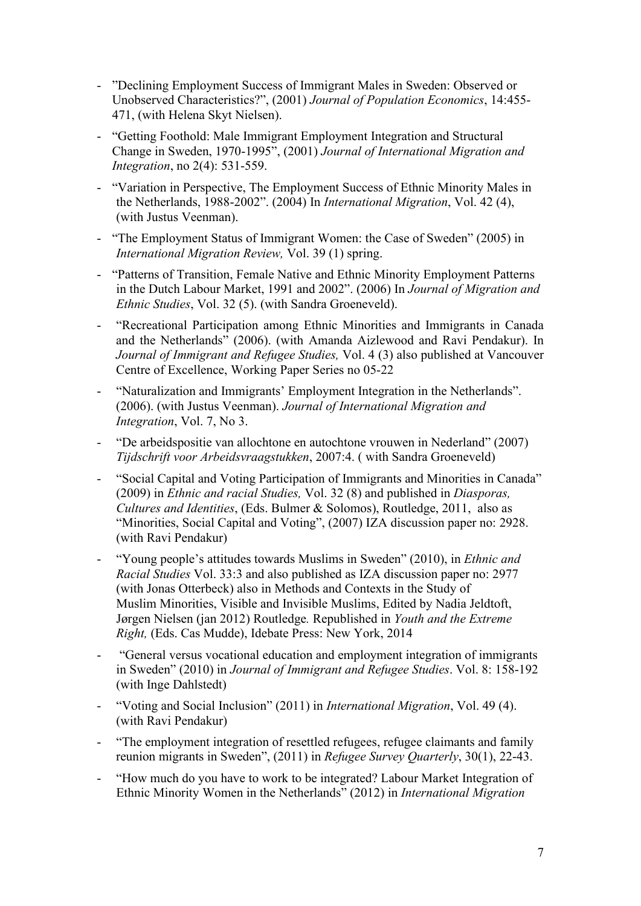- "Declining Employment Success of Immigrant Males in Sweden: Observed or Unobserved Characteristics?", (2001) *Journal of Population Economics*, 14:455-471, (with Helena Skyt Nielsen).
- "Getting Foothold: Male Immigrant Employment Integration and Structural Change in Sweden, 1970-1995", (2001) *Journal of International Migration and Integration*, no 2(4): 531-559.
- "Variation in Perspective, The Employment Success of Ethnic Minority Males in the Netherlands, 1988-2002". (2004) In *International Migration*, Vol. 42 (4), (with Justus Veenman).
- "The Employment Status of Immigrant Women: the Case of Sweden" (2005) in *International Migration Review,* Vol. 39 (1) spring.
- "Patterns of Transition, Female Native and Ethnic Minority Employment Patterns in the Dutch Labour Market, 1991 and 2002". (2006) In *Journal of Migration and Ethnic Studies*, Vol. 32 (5). (with Sandra Groeneveld).
- "Recreational Participation among Ethnic Minorities and Immigrants in Canada and the Netherlands" (2006). (with Amanda Aizlewood and Ravi Pendakur). In *Journal of Immigrant and Refugee Studies,* Vol. 4 (3) also published at Vancouver Centre of Excellence, Working Paper Series no 05-22
- "Naturalization and Immigrants' Employment Integration in the Netherlands". (2006). (with Justus Veenman). *Journal of International Migration and Integration*, Vol. 7, No 3.
- "De arbeidspositie van allochtone en autochtone vrouwen in Nederland" (2007) *Tijdschrift voor Arbeidsvraagstukken*, 2007:4. ( with Sandra Groeneveld)
- "Social Capital and Voting Participation of Immigrants and Minorities in Canada" (2009) in *Ethnic and racial Studies,* Vol. 32 (8) and published in *Diasporas, Cultures and Identities*, (Eds. Bulmer & Solomos), Routledge, 2011, also as "Minorities, Social Capital and Voting", (2007) IZA discussion paper no: 2928. (with Ravi Pendakur)
- "Young people's attitudes towards Muslims in Sweden" (2010), in *Ethnic and Racial Studies* Vol. 33:3 and also published as IZA discussion paper no: 2977 (with Jonas Otterbeck) also in Methods and Contexts in the Study of Muslim Minorities, Visible and Invisible Muslims, Edited by Nadia Jeldtoft, Jørgen Nielsen (jan 2012) Routledge*.* Republished in *Youth and the Extreme Right,* (Eds. Cas Mudde), Idebate Press: New York, 2014
- "General versus vocational education and employment integration of immigrants in Sweden" (2010) in *Journal of Immigrant and Refugee Studies*. Vol. 8: 158-192 (with Inge Dahlstedt)
- "Voting and Social Inclusion" (2011) in *International Migration*, Vol. 49 (4). (with Ravi Pendakur)
- "The employment integration of resettled refugees, refugee claimants and family reunion migrants in Sweden", (2011) in *Refugee Survey Quarterly*, 30(1), 22-43.
- "How much do you have to work to be integrated? Labour Market Integration of Ethnic Minority Women in the Netherlands" (2012) in *International Migration*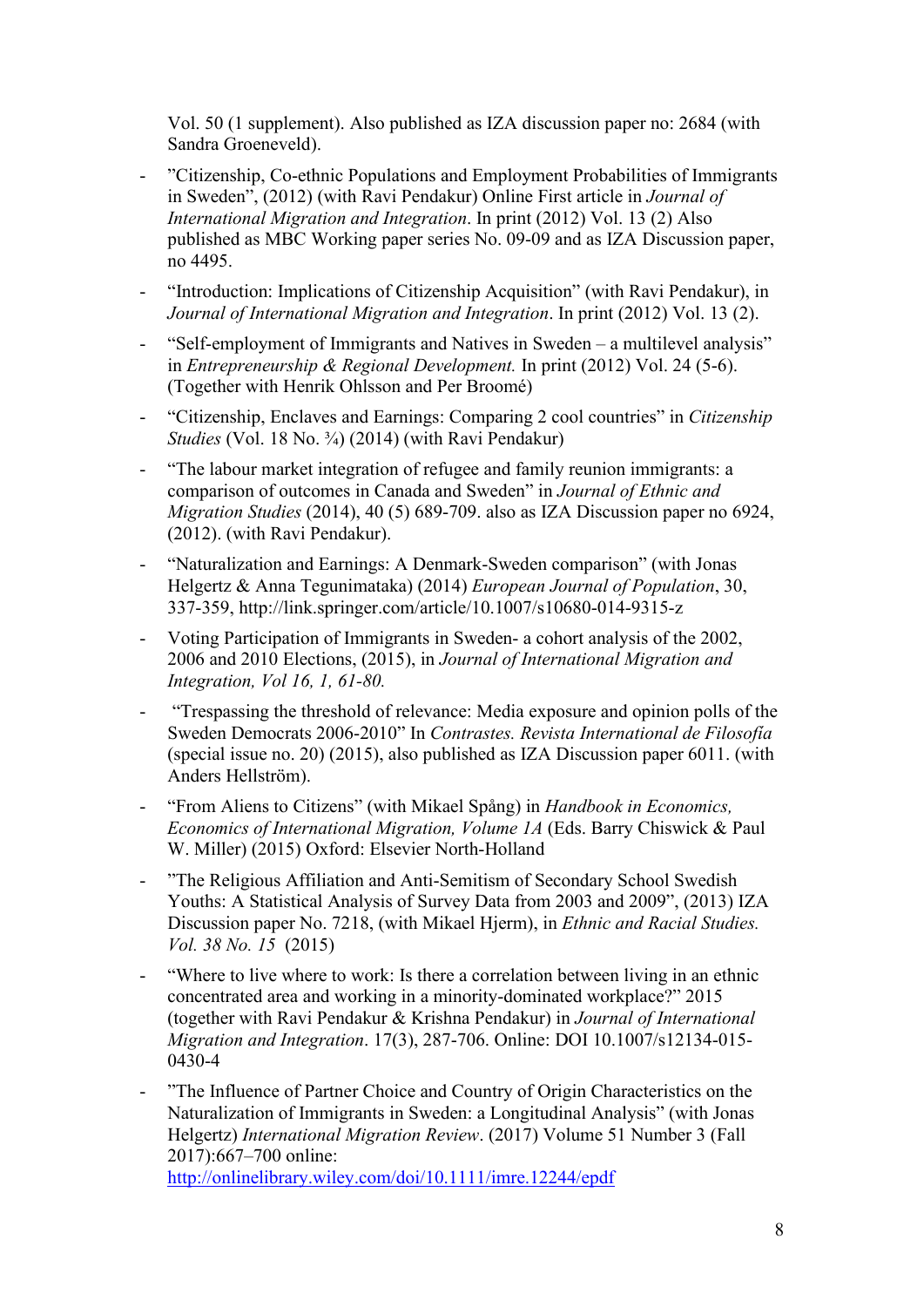Vol. 50 (1 supplement). Also published as IZA discussion paper no: 2684 (with Sandra Groeneveld).

- ”Citizenship, Co-ethnic Populations and Employment Probabilities of Immigrants in Sweden”, (2012) (with Ravi Pendakur) Online First article in *Journal of International Migration and Integration*. In print (2012) Vol. 13 (2) Also published as MBC Working paper series No. 09-09 and as IZA Discussion paper, no 4495.
- “Introduction: Implications of Citizenship Acquisition” (with Ravi Pendakur), in *Journal of International Migration and Integration*. In print (2012) Vol. 13 (2).
- “Self-employment of Immigrants and Natives in Sweden – a multilevel analysis” in *Entrepreneurship & Regional Development.* In print (2012) Vol. 24 (5-6). (Together with Henrik Ohlsson and Per Broomé)
- “Citizenship, Enclaves and Earnings: Comparing 2 cool countries” in *Citizenship Studies* (Vol. 18 No. ¾) (2014) (with Ravi Pendakur)
- “The labour market integration of refugee and family reunion immigrants: a comparison of outcomes in Canada and Sweden” in *Journal of Ethnic and Migration Studies* (2014), 40 (5) 689-709. also as IZA Discussion paper no 6924, (2012). (with Ravi Pendakur).
- “Naturalization and Earnings: A Denmark-Sweden comparison” (with Jonas Helgertz & Anna Tegunimataka) (2014) *European Journal of Population*, 30, 337-359, http://link.springer.com/article/10.1007/s10680-014-9315-z
- Voting Participation of Immigrants in Sweden- a cohort analysis of the 2002, 2006 and 2010 Elections, (2015), in *Journal of International Migration and Integration, Vol 16, 1, 61-80.*
- “Trespassing the threshold of relevance: Media exposure and opinion polls of the Sweden Democrats 2006-2010” In *Contrastes. Revista International de Filosofía* (special issue no. 20) (2015), also published as IZA Discussion paper 6011. (with Anders Hellström).
- “From Aliens to Citizens” (with Mikael Spång) in *Handbook in Economics, Economics of International Migration, Volume 1A* (Eds. Barry Chiswick & Paul W. Miller) (2015) Oxford: Elsevier North-Holland
- ”The Religious Affiliation and Anti-Semitism of Secondary School Swedish Youths: A Statistical Analysis of Survey Data from 2003 and 2009”, (2013) IZA Discussion paper No. 7218, (with Mikael Hjerm), in *Ethnic and Racial Studies. Vol. 38 No. 15* (2015)
- “Where to live where to work: Is there a correlation between living in an ethnic concentrated area and working in a minority-dominated workplace?” 2015 (together with Ravi Pendakur & Krishna Pendakur) in *Journal of International Migration and Integration*. 17(3), 287-706. Online: DOI 10.1007/s12134-015-0430-4
- ”The Influence of Partner Choice and Country of Origin Characteristics on the Naturalization of Immigrants in Sweden: a Longitudinal Analysis” (with Jonas Helgertz) *International Migration Review*. (2017) Volume 51 Number 3 (Fall 2017):667–700 online: http://onlinelibrary.wiley.com/doi/10.1111/imre.12244/epdf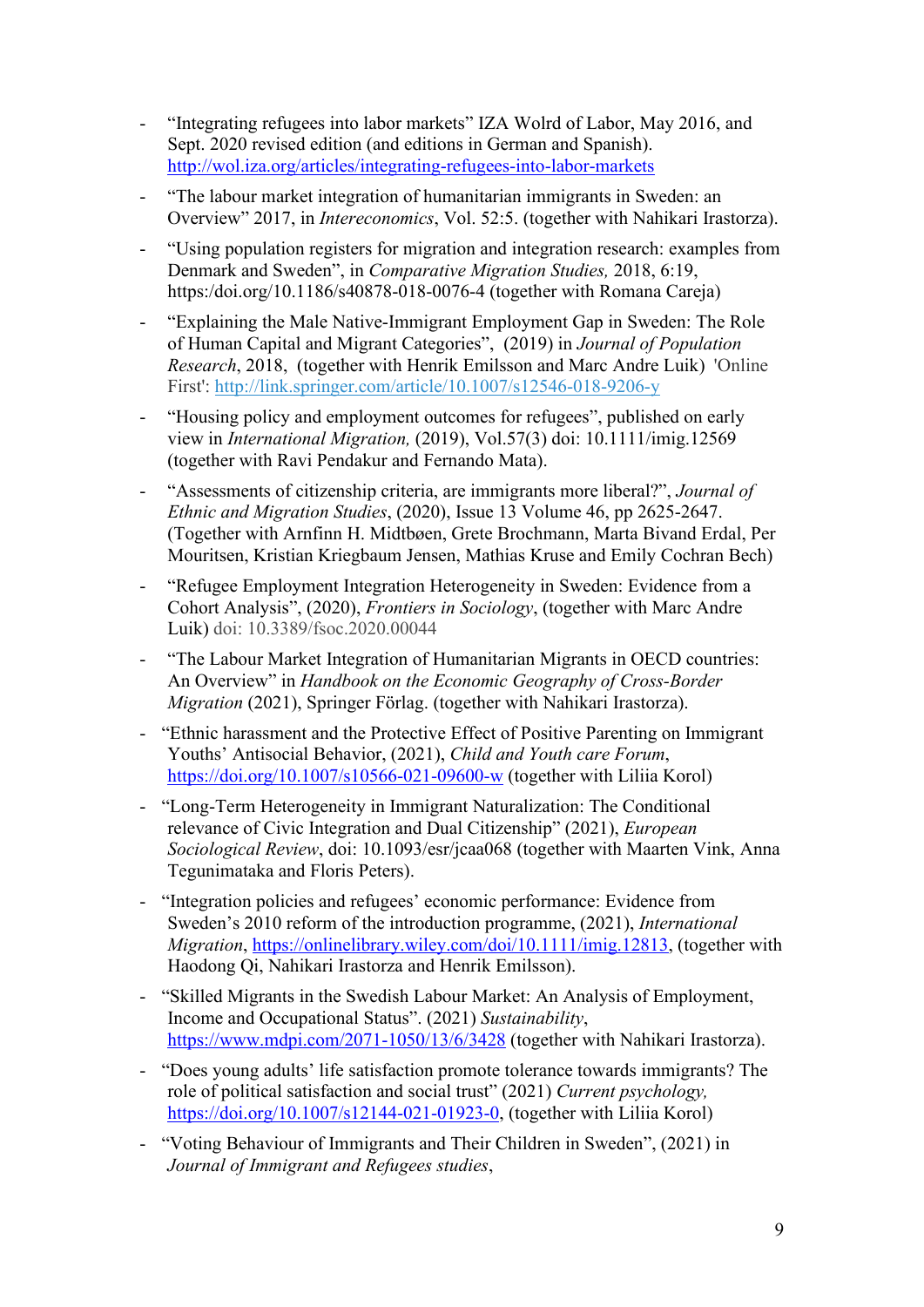- "Integrating refugees into labor markets" IZA Wolrd of Labor, May 2016, and Sept. 2020 revised edition (and editions in German and Spanish). http://wol.iza.org/articles/integrating-refugees-into-labor-markets
- "The labour market integration of humanitarian immigrants in Sweden: an Overview" 2017, in *Intereconomics*, Vol. 52:5. (together with Nahikari Irastorza).
- "Using population registers for migration and integration research: examples from Denmark and Sweden", in *Comparative Migration Studies,* 2018, 6:19, https:/doi.org/10.1186/s40878-018-0076-4 (together with Romana Careja)
- "Explaining the Male Native-Immigrant Employment Gap in Sweden: The Role of Human Capital and Migrant Categories", (2019) in *Journal of Population Research*, 2018, (together with Henrik Emilsson and Marc Andre Luik) 'Online First': http://link.springer.com/article/10.1007/s12546-018-9206-y
- "Housing policy and employment outcomes for refugees", published on early view in *International Migration,* (2019), Vol.57(3) doi: 10.1111/imig.12569 (together with Ravi Pendakur and Fernando Mata).
- "Assessments of citizenship criteria, are immigrants more liberal?", *Journal of Ethnic and Migration Studies*, (2020), Issue 13 Volume 46, pp 2625-2647. (Together with Arnfinn H. Midtbøen, Grete Brochmann, Marta Bivand Erdal, Per Mouritsen, Kristian Kriegbaum Jensen, Mathias Kruse and Emily Cochran Bech)
- "Refugee Employment Integration Heterogeneity in Sweden: Evidence from a Cohort Analysis", (2020), *Frontiers in Sociology*, (together with Marc Andre Luik) doi: 10.3389/fsoc.2020.00044
- "The Labour Market Integration of Humanitarian Migrants in OECD countries: An Overview" in *Handbook on the Economic Geography of Cross-Border Migration* (2021), Springer Förlag. (together with Nahikari Irastorza).
- "Ethnic harassment and the Protective Effect of Positive Parenting on Immigrant Youths' Antisocial Behavior, (2021), *Child and Youth care Forum*, https://doi.org/10.1007/s10566-021-09600-w (together with Liliia Korol)
- "Long-Term Heterogeneity in Immigrant Naturalization: The Conditional relevance of Civic Integration and Dual Citizenship" (2021), *European Sociological Review*, doi: 10.1093/esr/jcaa068 (together with Maarten Vink, Anna Tegunimataka and Floris Peters).
- "Integration policies and refugees' economic performance: Evidence from Sweden's 2010 reform of the introduction programme, (2021), *International Migration*, https://onlinelibrary.wiley.com/doi/10.1111/imig.12813, (together with Haodong Qi, Nahikari Irastorza and Henrik Emilsson).
- "Skilled Migrants in the Swedish Labour Market: An Analysis of Employment, Income and Occupational Status". (2021) *Sustainability*, https://www.mdpi.com/2071-1050/13/6/3428 (together with Nahikari Irastorza).
- "Does young adults' life satisfaction promote tolerance towards immigrants? The role of political satisfaction and social trust" (2021) *Current psychology,* https://doi.org/10.1007/s12144-021-01923-0, (together with Liliia Korol)
- "Voting Behaviour of Immigrants and Their Children in Sweden", (2021) in *Journal of Immigrant and Refugees studies*,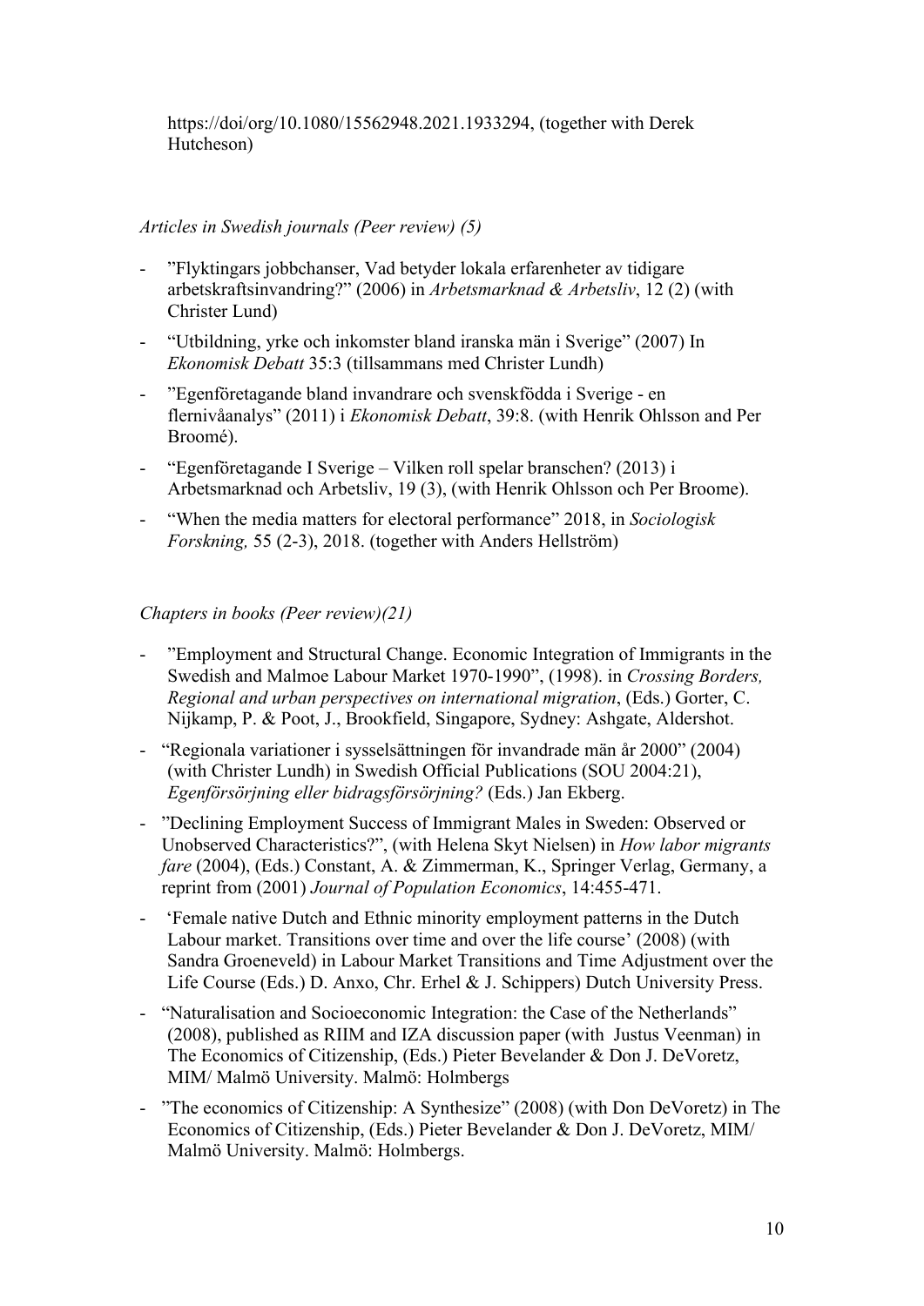https://doi/org/10.1080/15562948.2021.1933294, (together with Derek Hutcheson)

*Articles in Swedish journals (Peer review) (5)*

- ”Flyktingars jobbchanser, Vad betyder lokala erfarenheter av tidigare arbetskraftsinvandring?” (2006) in *Arbetsmarknad & Arbetsliv*, 12 (2) (with Christer Lund)
- “Utbildning, yrke och inkomster bland iranska män i Sverige” (2007) In *Ekonomisk Debatt* 35:3 (tillsammans med Christer Lundh)
- ”Egenföretagande bland invandrare och svenskfödda i Sverige - en flernivåanalys” (2011) i *Ekonomisk Debatt*, 39:8. (with Henrik Ohlsson and Per Broomé).
- “Egenföretagande I Sverige – Vilken roll spelar branschen? (2013) i Arbetsmarknad och Arbetsliv, 19 (3), (with Henrik Ohlsson och Per Broome).
- “When the media matters for electoral performance” 2018, in *Sociologisk Forskning,* 55 (2-3), 2018. (together with Anders Hellström)

*Chapters in books (Peer review)(21)*

- ”Employment and Structural Change. Economic Integration of Immigrants in the Swedish and Malmoe Labour Market 1970-1990”, (1998). in *Crossing Borders, Regional and urban perspectives on international migration*, (Eds.) Gorter, C. Nijkamp, P. & Poot, J., Brookfield, Singapore, Sydney: Ashgate, Aldershot.
- “Regionala variationer i sysselsättningen för invandrade män år 2000” (2004) (with Christer Lundh) in Swedish Official Publications (SOU 2004:21), *Egenförsörjning eller bidragsförsörjning?* (Eds.) Jan Ekberg.
- ”Declining Employment Success of Immigrant Males in Sweden: Observed or Unobserved Characteristics?”, (with Helena Skyt Nielsen) in *How labor migrants fare* (2004), (Eds.) Constant, A. & Zimmerman, K., Springer Verlag, Germany, a reprint from (2001) *Journal of Population Economics*, 14:455-471.
- ‘Female native Dutch and Ethnic minority employment patterns in the Dutch Labour market. Transitions over time and over the life course’ (2008) (with Sandra Groeneveld) in Labour Market Transitions and Time Adjustment over the Life Course (Eds.) D. Anxo, Chr. Erhel & J. Schippers) Dutch University Press.
- “Naturalisation and Socioeconomic Integration: the Case of the Netherlands” (2008), published as RIIM and IZA discussion paper (with Justus Veenman) in The Economics of Citizenship, (Eds.) Pieter Bevelander & Don J. DeVoretz, MIM/ Malmö University. Malmö: Holmbergs
- ”The economics of Citizenship: A Synthesize” (2008) (with Don DeVoretz) in The Economics of Citizenship, (Eds.) Pieter Bevelander & Don J. DeVoretz, MIM/ Malmö University. Malmö: Holmbergs.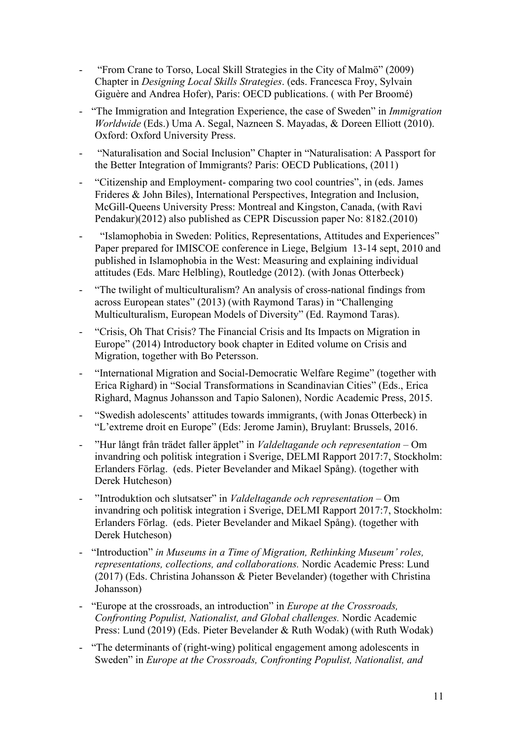- "From Crane to Torso, Local Skill Strategies in the City of Malmö" (2009) Chapter in *Designing Local Skills Strategies*. (eds. Francesca Froy, Sylvain Giguère and Andrea Hofer), Paris: OECD publications. ( with Per Broomé)
- "The Immigration and Integration Experience, the case of Sweden" in *Immigration Worldwide* (Eds.) Uma A. Segal, Nazneen S. Mayadas, & Doreen Elliott (2010). Oxford: Oxford University Press.
- "Naturalisation and Social Inclusion" Chapter in "Naturalisation: A Passport for the Better Integration of Immigrants? Paris: OECD Publications, (2011)
- "Citizenship and Employment- comparing two cool countries", in (eds. James Frideres & John Biles), International Perspectives, Integration and Inclusion, McGill-Queens University Press: Montreal and Kingston, Canada, (with Ravi Pendakur)(2012) also published as CEPR Discussion paper No: 8182.(2010)
- "Islamophobia in Sweden: Politics, Representations, Attitudes and Experiences" Paper prepared for IMISCOE conference in Liege, Belgium 13-14 sept, 2010 and published in Islamophobia in the West: Measuring and explaining individual attitudes (Eds. Marc Helbling), Routledge (2012). (with Jonas Otterbeck)
- "The twilight of multiculturalism? An analysis of cross-national findings from across European states" (2013) (with Raymond Taras) in "Challenging Multiculturalism, European Models of Diversity" (Ed. Raymond Taras).
- "Crisis, Oh That Crisis? The Financial Crisis and Its Impacts on Migration in Europe" (2014) Introductory book chapter in Edited volume on Crisis and Migration, together with Bo Petersson.
- "International Migration and Social-Democratic Welfare Regime" (together with Erica Righard) in "Social Transformations in Scandinavian Cities" (Eds., Erica Righard, Magnus Johansson and Tapio Salonen), Nordic Academic Press, 2015.
- "Swedish adolescents' attitudes towards immigrants, (with Jonas Otterbeck) in "L'extreme droit en Europe" (Eds: Jerome Jamin), Bruylant: Brussels, 2016.
- "Hur långt från trädet faller äpplet" in *Valdeltagande och representation* – Om invandring och politisk integration i Sverige, DELMI Rapport 2017:7, Stockholm: Erlanders Förlag. (eds. Pieter Bevelander and Mikael Spång). (together with Derek Hutcheson)
- "Introduktion och slutsatser" in *Valdeltagande och representation* – Om invandring och politisk integration i Sverige, DELMI Rapport 2017:7, Stockholm: Erlanders Förlag. (eds. Pieter Bevelander and Mikael Spång). (together with Derek Hutcheson)
- "Introduction" *in Museums in a Time of Migration, Rethinking Museum' roles, representations, collections, and collaborations.* Nordic Academic Press: Lund (2017) (Eds. Christina Johansson & Pieter Bevelander) (together with Christina Johansson)
- "Europe at the crossroads, an introduction" in *Europe at the Crossroads, Confronting Populist, Nationalist, and Global challenges.* Nordic Academic Press: Lund (2019) (Eds. Pieter Bevelander & Ruth Wodak) (with Ruth Wodak)
- "The determinants of (right-wing) political engagement among adolescents in Sweden" in *Europe at the Crossroads, Confronting Populist, Nationalist, and*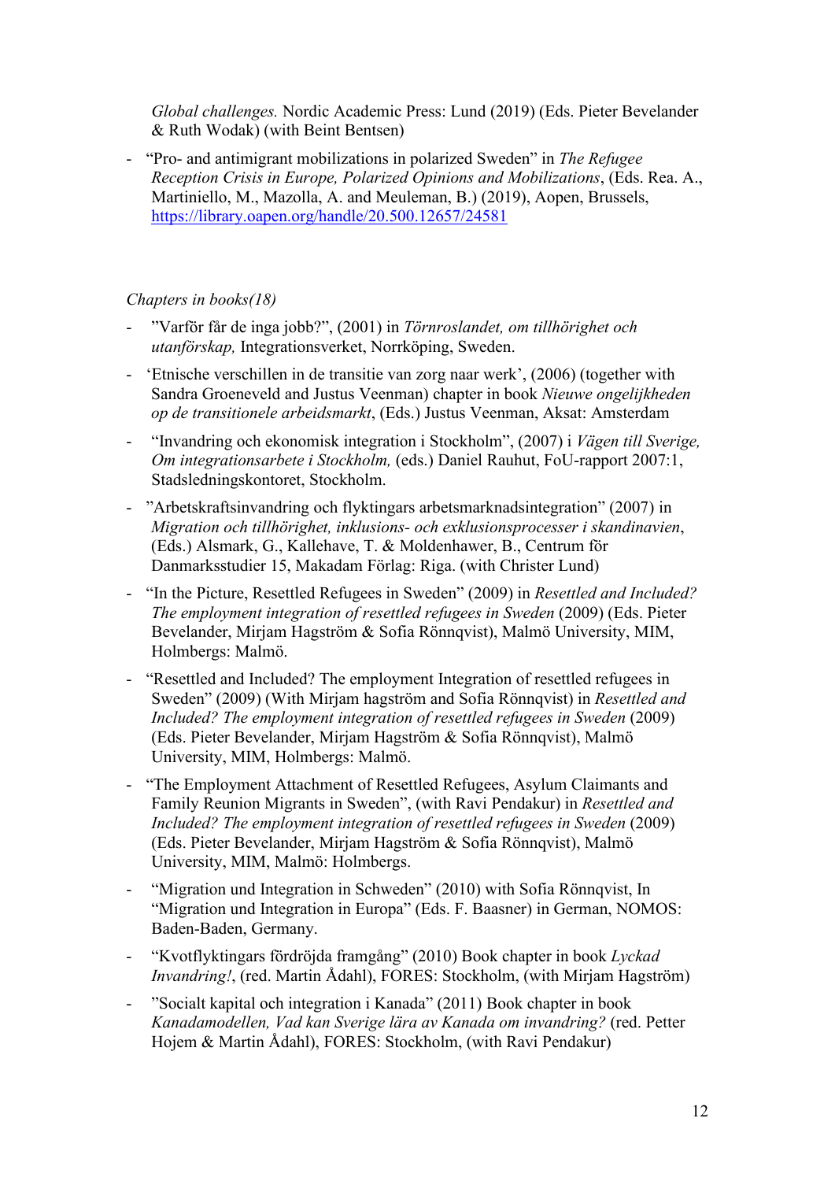*Global challenges.* Nordic Academic Press: Lund (2019) (Eds. Pieter Bevelander & Ruth Wodak) (with Beint Bentsen)

- "Pro- and antimigrant mobilizations in polarized Sweden" in *The Refugee Reception Crisis in Europe, Polarized Opinions and Mobilizations*, (Eds. Rea. A., Martiniello, M., Mazolla, A. and Meuleman, B.) (2019), Aopen, Brussels, https://library.oapen.org/handle/20.500.12657/24581

*Chapters in books(18)*

- ”Varför får de inga jobb?”, (2001) in *Törnroslandet, om tillhörighet och utanförskap,* Integrationsverket, Norrköping, Sweden.
- 'Etnische verschillen in de transitie van zorg naar werk', (2006) (together with Sandra Groeneveld and Justus Veenman) chapter in book *Nieuwe ongelijkheden op de transitionele arbeidsmarkt*, (Eds.) Justus Veenman, Aksat: Amsterdam
- "Invandring och ekonomisk integration i Stockholm", (2007) i *Vägen till Sverige, Om integrationsarbete i Stockholm,* (eds.) Daniel Rauhut, FoU-rapport 2007:1, Stadsledningskontoret, Stockholm.
- ”Arbetskraftsinvandring och flyktingars arbetsmarknadsintegration” (2007) in *Migration och tillhörighet, inklusions- och exklusionsprocesser i skandinavien*, (Eds.) Alsmark, G., Kallehave, T. & Moldenhawer, B., Centrum för Danmarksstudier 15, Makadam Förlag: Riga. (with Christer Lund)
- "In the Picture, Resettled Refugees in Sweden" (2009) in *Resettled and Included? The employment integration of resettled refugees in Sweden* (2009) (Eds. Pieter Bevelander, Mirjam Hagström & Sofia Rönnqvist), Malmö University, MIM, Holmbergs: Malmö.
- "Resettled and Included? The employment Integration of resettled refugees in Sweden" (2009) (With Mirjam hagström and Sofia Rönnqvist) in *Resettled and Included? The employment integration of resettled refugees in Sweden* (2009) (Eds. Pieter Bevelander, Mirjam Hagström & Sofia Rönnqvist), Malmö University, MIM, Holmbergs: Malmö.
- "The Employment Attachment of Resettled Refugees, Asylum Claimants and Family Reunion Migrants in Sweden", (with Ravi Pendakur) in *Resettled and Included? The employment integration of resettled refugees in Sweden* (2009) (Eds. Pieter Bevelander, Mirjam Hagström & Sofia Rönnqvist), Malmö University, MIM, Malmö: Holmbergs.
- "Migration und Integration in Schweden" (2010) with Sofia Rönnqvist, In "Migration und Integration in Europa" (Eds. F. Baasner) in German, NOMOS: Baden-Baden, Germany.
- "Kvotflyktingars fördröjda framgång" (2010) Book chapter in book *Lyckad Invandring!*, (red. Martin Ådahl), FORES: Stockholm, (with Mirjam Hagström)
- ”Socialt kapital och integration i Kanada" (2011) Book chapter in book *Kanadamodellen, Vad kan Sverige lära av Kanada om invandring?* (red. Petter Hojem & Martin Ådahl), FORES: Stockholm, (with Ravi Pendakur)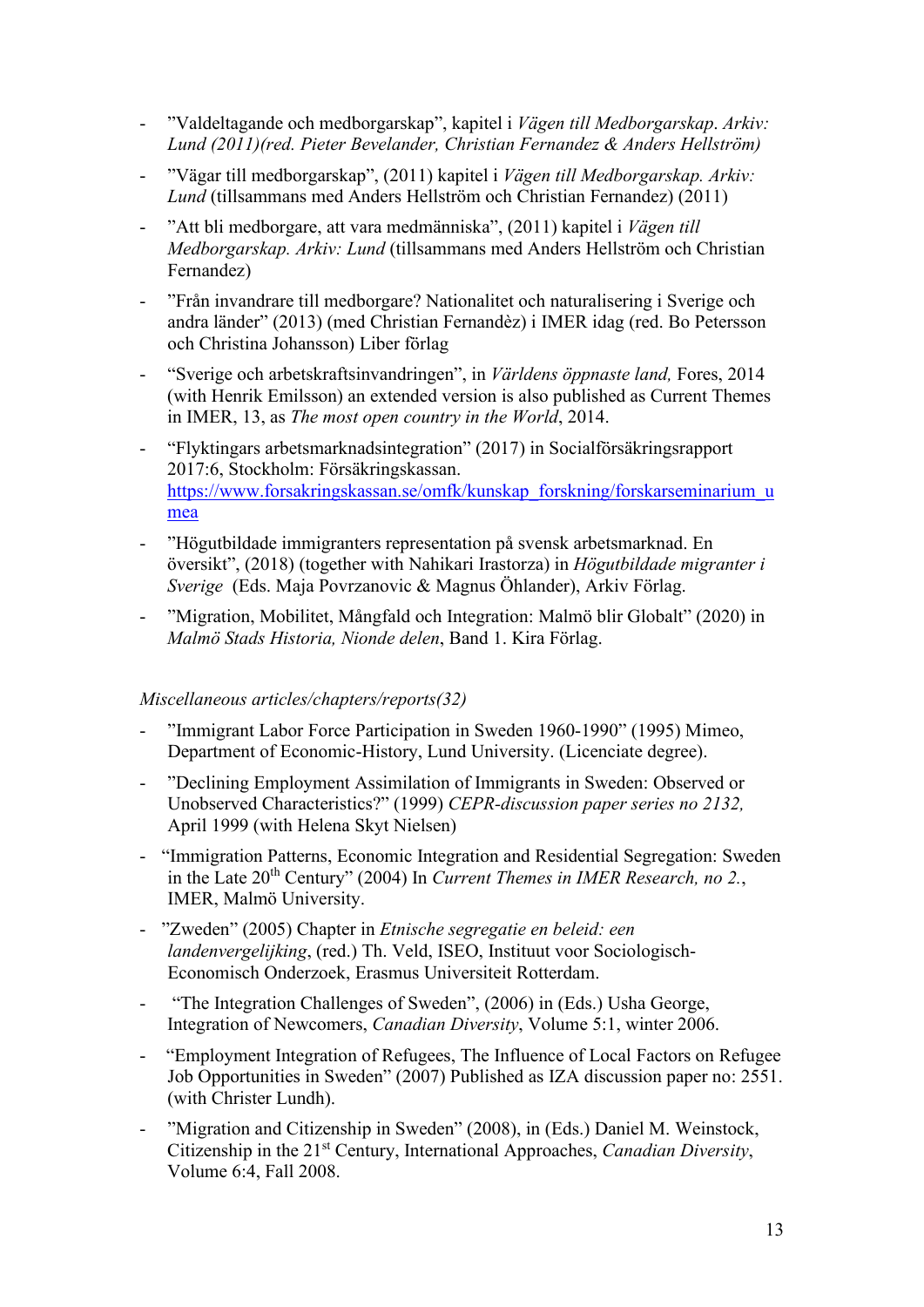- ”Valdeltagande och medborgarskap”, kapitel i *Vägen till Medborgarskap. Arkiv: Lund (2011)(red. Pieter Bevelander, Christian Fernandez & Anders Hellström)*
- ”Vägar till medborgarskap”, (2011) kapitel i *Vägen till Medborgarskap. Arkiv: Lund* (tillsammans med Anders Hellström och Christian Fernandez) (2011)
- ”Att bli medborgare, att vara medmänniska”, (2011) kapitel i *Vägen till Medborgarskap. Arkiv: Lund* (tillsammans med Anders Hellström och Christian Fernandez)
- ”Från invandrare till medborgare? Nationalitet och naturalisering i Sverige och andra länder” (2013) (med Christian Fernandèz) i IMER idag (red. Bo Petersson och Christina Johansson) Liber förlag
- “Sverige och arbetskraftsinvandringen”, in *Världens öppnaste land,* Fores, 2014 (with Henrik Emilsson) an extended version is also published as Current Themes in IMER, 13, as *The most open country in the World*, 2014.
- “Flyktingars arbetsmarknadsintegration” (2017) in Socialförsäkringsrapport 2017:6, Stockholm: Försäkringskassan. https://www.forsakringskassan.se/omfk/kunskap_forskning/forskarseminarium_umea
- ”Högutbildade immigranters representation på svensk arbetsmarknad. En översikt”, (2018) (together with Nahikari Irastorza) in *Högutbildade migranter i Sverige* (Eds. Maja Povrzanovic & Magnus Öhlander), Arkiv Förlag.
- ”Migration, Mobilitet, Mångfald och Integration: Malmö blir Globalt” (2020) in *Malmö Stads Historia, Nionde delen*, Band 1. Kira Förlag.

*Miscellaneous articles/chapters/reports(32)*

- ”Immigrant Labor Force Participation in Sweden 1960-1990” (1995) Mimeo, Department of Economic-History, Lund University. (Licenciate degree).
- ”Declining Employment Assimilation of Immigrants in Sweden: Observed or Unobserved Characteristics?” (1999) *CEPR-discussion paper series no 2132,* April 1999 (with Helena Skyt Nielsen)
- “Immigration Patterns, Economic Integration and Residential Segregation: Sweden in the Late 20th Century” (2004) In *Current Themes in IMER Research, no 2.*, IMER, Malmö University.
- ”Zweden” (2005) Chapter in *Etnische segregatie en beleid: een landenvergelijking*, (red.) Th. Veld, ISEO, Instituut voor Sociologisch-Economisch Onderzoek, Erasmus Universiteit Rotterdam.
- “The Integration Challenges of Sweden”, (2006) in (Eds.) Usha George, Integration of Newcomers, *Canadian Diversity*, Volume 5:1, winter 2006.
- “Employment Integration of Refugees, The Influence of Local Factors on Refugee Job Opportunities in Sweden” (2007) Published as IZA discussion paper no: 2551. (with Christer Lundh).
- ”Migration and Citizenship in Sweden” (2008), in (Eds.) Daniel M. Weinstock, Citizenship in the 21st Century, International Approaches, *Canadian Diversity*, Volume 6:4, Fall 2008.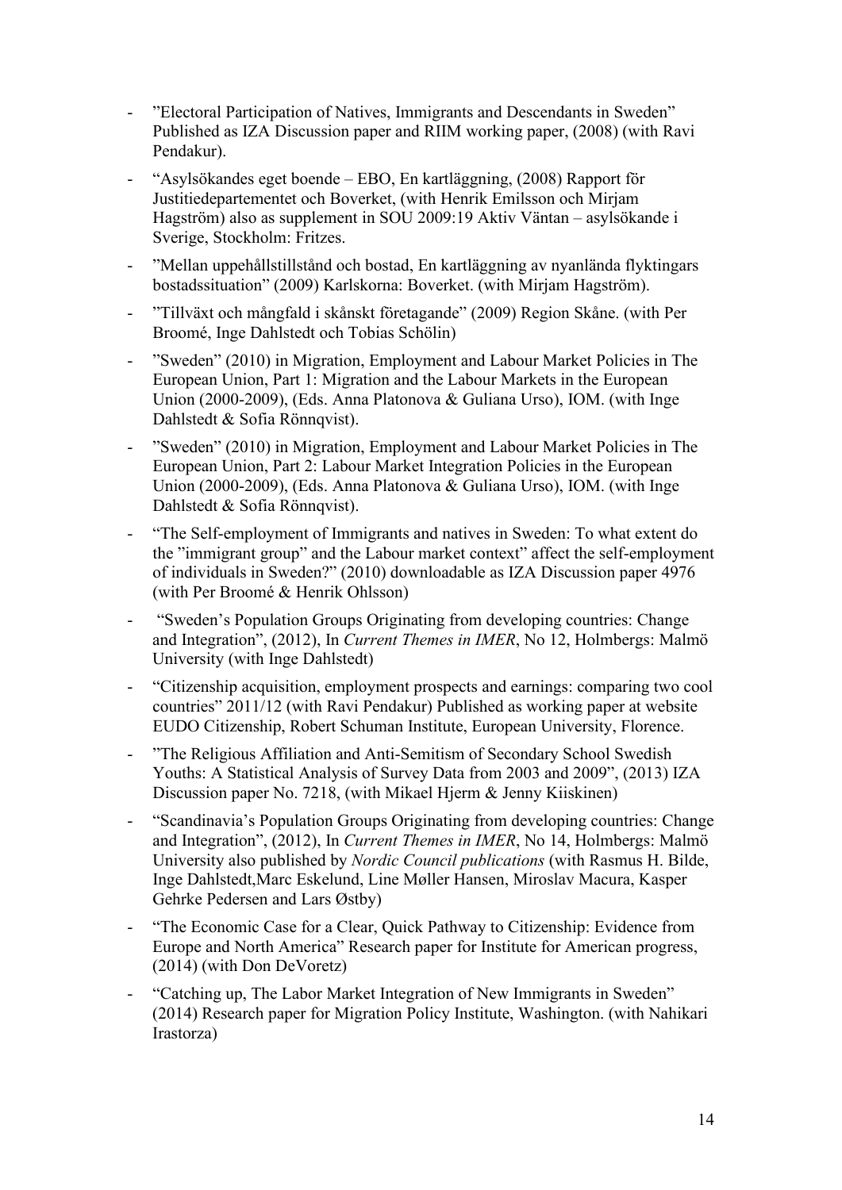- ”Electoral Participation of Natives, Immigrants and Descendants in Sweden” Published as IZA Discussion paper and RIIM working paper, (2008) (with Ravi Pendakur).
- “Asylsökandes eget boende – EBO, En kartläggning, (2008) Rapport för Justitiedepartementet och Boverket, (with Henrik Emilsson och Mirjam Hagström) also as supplement in SOU 2009:19 Aktiv Väntan – asylsökande i Sverige, Stockholm: Fritzes.
- ”Mellan uppehållstillstånd och bostad, En kartläggning av nyanlända flyktingars bostadssituation” (2009) Karlskorna: Boverket. (with Mirjam Hagström).
- ”Tillväxt och mångfald i skånskt företagande” (2009) Region Skåne. (with Per Broomé, Inge Dahlstedt och Tobias Schölin)
- ”Sweden” (2010) in Migration, Employment and Labour Market Policies in The European Union, Part 1: Migration and the Labour Markets in the European Union (2000-2009), (Eds. Anna Platonova & Guliana Urso), IOM. (with Inge Dahlstedt & Sofia Rönnqvist).
- ”Sweden” (2010) in Migration, Employment and Labour Market Policies in The European Union, Part 2: Labour Market Integration Policies in the European Union (2000-2009), (Eds. Anna Platonova & Guliana Urso), IOM. (with Inge Dahlstedt & Sofia Rönnqvist).
- “The Self-employment of Immigrants and natives in Sweden: To what extent do the ”immigrant group” and the Labour market context” affect the self-employment of individuals in Sweden?” (2010) downloadable as IZA Discussion paper 4976 (with Per Broomé & Henrik Ohlsson)
- “Sweden’s Population Groups Originating from developing countries: Change and Integration”, (2012), In *Current Themes in IMER*, No 12, Holmbergs: Malmö University (with Inge Dahlstedt)
- “Citizenship acquisition, employment prospects and earnings: comparing two cool countries” 2011/12 (with Ravi Pendakur) Published as working paper at website EUDO Citizenship, Robert Schuman Institute, European University, Florence.
- ”The Religious Affiliation and Anti-Semitism of Secondary School Swedish Youths: A Statistical Analysis of Survey Data from 2003 and 2009”, (2013) IZA Discussion paper No. 7218, (with Mikael Hjerm & Jenny Kiiskinen)
- “Scandinavia’s Population Groups Originating from developing countries: Change and Integration”, (2012), In *Current Themes in IMER*, No 14, Holmbergs: Malmö University also published by *Nordic Council publications* (with Rasmus H. Bilde, Inge Dahlstedt,Marc Eskelund, Line Møller Hansen, Miroslav Macura, Kasper Gehrke Pedersen and Lars Østby)
- “The Economic Case for a Clear, Quick Pathway to Citizenship: Evidence from Europe and North America” Research paper for Institute for American progress, (2014) (with Don DeVoretz)
- “Catching up, The Labor Market Integration of New Immigrants in Sweden” (2014) Research paper for Migration Policy Institute, Washington. (with Nahikari Irastorza)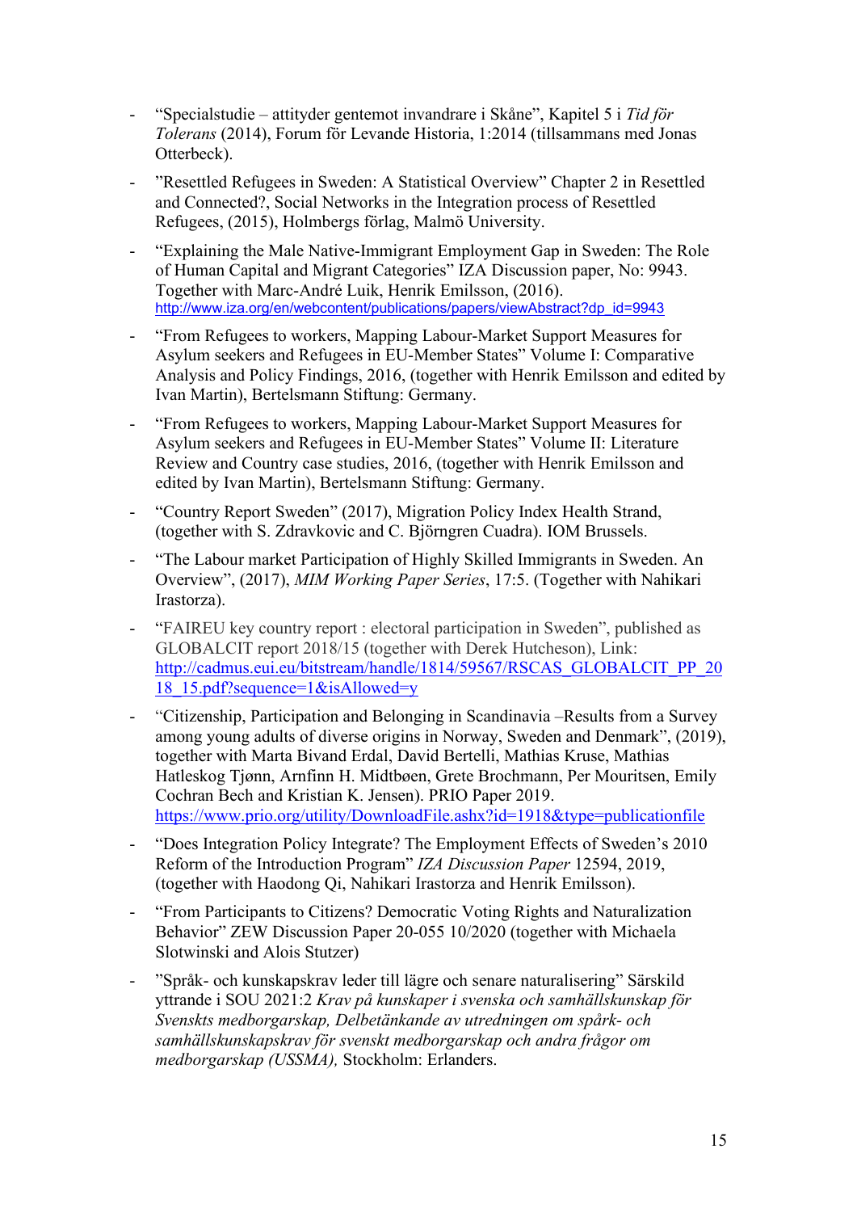- "Specialstudie – attityder gentemot invandrare i Skåne", Kapitel 5 i *Tid för Tolerans* (2014), Forum för Levande Historia, 1:2014 (tillsammans med Jonas Otterbeck).
- "Resettled Refugees in Sweden: A Statistical Overview" Chapter 2 in Resettled and Connected?, Social Networks in the Integration process of Resettled Refugees, (2015), Holmbergs förlag, Malmö University.
- "Explaining the Male Native-Immigrant Employment Gap in Sweden: The Role of Human Capital and Migrant Categories" IZA Discussion paper, No: 9943. Together with Marc-André Luik, Henrik Emilsson, (2016). http://www.iza.org/en/webcontent/publications/papers/viewAbstract?dp_id=9943
- "From Refugees to workers, Mapping Labour-Market Support Measures for Asylum seekers and Refugees in EU-Member States" Volume I: Comparative Analysis and Policy Findings, 2016, (together with Henrik Emilsson and edited by Ivan Martin), Bertelsmann Stiftung: Germany.
- "From Refugees to workers, Mapping Labour-Market Support Measures for Asylum seekers and Refugees in EU-Member States" Volume II: Literature Review and Country case studies, 2016, (together with Henrik Emilsson and edited by Ivan Martin), Bertelsmann Stiftung: Germany.
- "Country Report Sweden" (2017), Migration Policy Index Health Strand, (together with S. Zdravkovic and C. Björngren Cuadra). IOM Brussels.
- "The Labour market Participation of Highly Skilled Immigrants in Sweden. An Overview", (2017), *MIM Working Paper Series*, 17:5. (Together with Nahikari Irastorza).
- "FAIREU key country report : electoral participation in Sweden", published as GLOBALCIT report 2018/15 (together with Derek Hutcheson), Link: http://cadmus.eui.eu/bitstream/handle/1814/59567/RSCAS_GLOBALCIT_PP_2018_15.pdf?sequence=1&isAllowed=y
- "Citizenship, Participation and Belonging in Scandinavia –Results from a Survey among young adults of diverse origins in Norway, Sweden and Denmark", (2019), together with Marta Bivand Erdal, David Bertelli, Mathias Kruse, Mathias Hatleskog Tjønn, Arnfinn H. Midtbøen, Grete Brochmann, Per Mouritsen, Emily Cochran Bech and Kristian K. Jensen). PRIO Paper 2019. https://www.prio.org/utility/DownloadFile.ashx?id=1918&type=publicationfile
- "Does Integration Policy Integrate? The Employment Effects of Sweden's 2010 Reform of the Introduction Program" *IZA Discussion Paper* 12594, 2019, (together with Haodong Qi, Nahikari Irastorza and Henrik Emilsson).
- "From Participants to Citizens? Democratic Voting Rights and Naturalization Behavior" ZEW Discussion Paper 20-055 10/2020 (together with Michaela Slotwinski and Alois Stutzer)
- "Språk- och kunskapskrav leder till lägre och senare naturalisering" Särskild yttrande i SOU 2021:2 *Krav på kunskaper i svenska och samhällskunskap för Svenskts medborgarskap, Delbetänkande av utredningen om spårk- och samhällskunskapskrav för svenskt medborgarskap och andra frågor om medborgarskap (USSMA),* Stockholm: Erlanders.